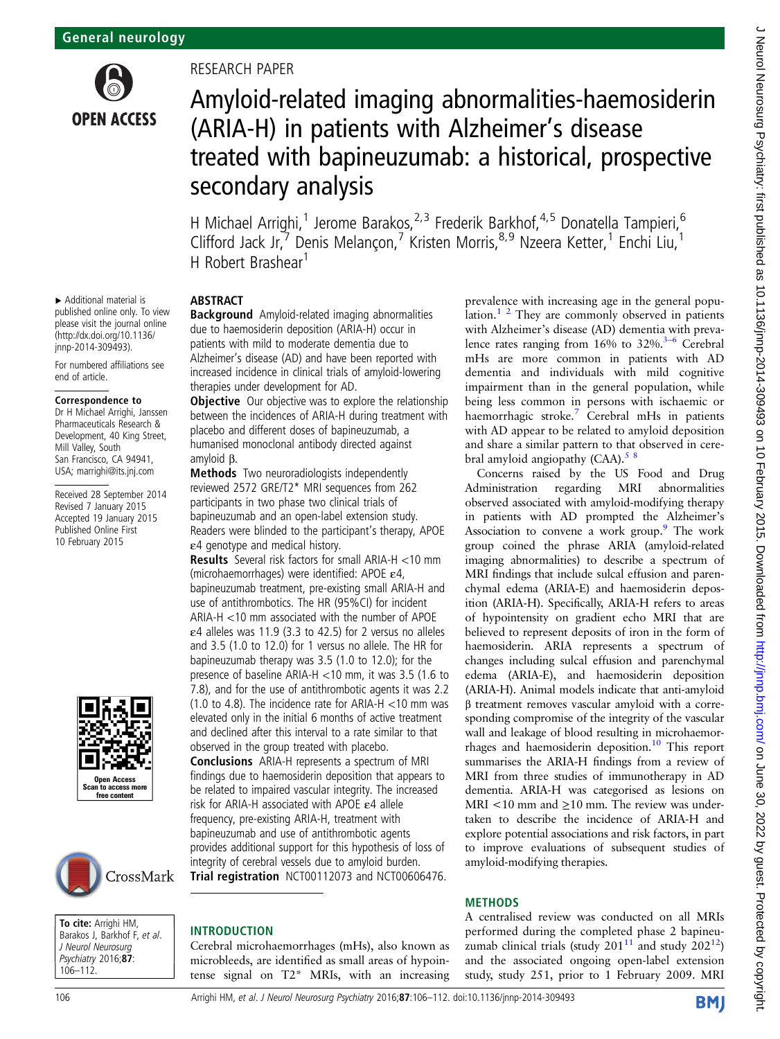General neurology

RESEARCH PAPER

# Amyloid-related imaging abnormalities-haemosiderin (ARIA-H) in patients with Alzheimer's disease treated with bapineuzumab: a historical, prospective secondary analysis

H Michael Arrighi,[1] Jerome Barakos,[2,3] Frederik Barkhof,[4,5] Donatella Tampieri,[6] Clifford Jack Jr,[7] Denis Melançon,[7] Kristen Morris,[8,9] Nzeera Ketter,[1] Enchi Liu,[1] H Robert Brashear[1]

► Additional material is published online only. To view please visit the journal online (http://dx.doi.org/10.1136/jnnp-2014-309493).

For numbered affiliations see end of article.

**Correspondence to**
Dr H Michael Arrighi, Janssen Pharmaceuticals Research & Development, 40 King Street, Mill Valley, South San Francisco, CA 94941, USA; marrighi@its.jnj.com

Received 28 September 2014
Revised 7 January 2015
Accepted 19 January 2015
Published Online First 10 February 2015

**To cite:** Arrighi HM, Barakos J, Barkhof F, *et al*. *J Neurol Neurosurg Psychiatry* 2016;**87**:106–112.

## ABSTRACT

**Background** Amyloid-related imaging abnormalities due to haemosiderin deposition (ARIA-H) occur in patients with mild to moderate dementia due to Alzheimer's disease (AD) and have been reported with increased incidence in clinical trials of amyloid-lowering therapies under development for AD.

**Objective** Our objective was to explore the relationship between the incidences of ARIA-H during treatment with placebo and different doses of bapineuzumab, a humanised monoclonal antibody directed against amyloid β.

**Methods** Two neuroradiologists independently reviewed 2572 GRE/T2* MRI sequences from 262 participants in two phase two clinical trials of bapineuzumab and an open-label extension study. Readers were blinded to the participant's therapy, APOE ε4 genotype and medical history.

**Results** Several risk factors for small ARIA-H <10 mm (microhaemorrhages) were identified: APOE ε4, bapineuzumab treatment, pre-existing small ARIA-H and use of antithrombotics. The HR (95%CI) for incident ARIA-H <10 mm associated with the number of APOE ε4 alleles was 11.9 (3.3 to 42.5) for 2 versus no alleles and 3.5 (1.0 to 12.0) for 1 versus no allele. The HR for bapineuzumab therapy was 3.5 (1.0 to 12.0); for the presence of baseline ARIA-H <10 mm, it was 3.5 (1.6 to 7.8), and for the use of antithrombotic agents it was 2.2 (1.0 to 4.8). The incidence rate for ARIA-H <10 mm was elevated only in the initial 6 months of active treatment and declined after this interval to a rate similar to that observed in the group treated with placebo.

**Conclusions** ARIA-H represents a spectrum of MRI findings due to haemosiderin deposition that appears to be related to impaired vascular integrity. The increased risk for ARIA-H associated with APOE ε4 allele frequency, pre-existing ARIA-H, treatment with bapineuzumab and use of antithrombotic agents provides additional support for this hypothesis of loss of integrity of cerebral vessels due to amyloid burden.

**Trial registration** NCT00112073 and NCT00606476.

## INTRODUCTION

Cerebral microhaemorrhages (mHs), also known as microbleeds, are identified as small areas of hypointense signal on T2* MRIs, with an increasing prevalence with increasing age in the general population.[1,2] They are commonly observed in patients with Alzheimer's disease (AD) dementia with prevalence rates ranging from 16% to 32%.[3–6] Cerebral mHs are more common in patients with AD dementia and individuals with mild cognitive impairment than in the general population, while being less common in persons with ischaemic or haemorrhagic stroke.[7] Cerebral mHs in patients with AD appear to be related to amyloid deposition and share a similar pattern to that observed in cerebral amyloid angiopathy (CAA).[5,8]

Concerns raised by the US Food and Drug Administration regarding MRI abnormalities observed associated with amyloid-modifying therapy in patients with AD prompted the Alzheimer's Association to convene a work group.[9] The work group coined the phrase ARIA (amyloid-related imaging abnormalities) to describe a spectrum of MRI findings that include sulcal effusion and parenchymal edema (ARIA-E) and haemosiderin deposition (ARIA-H). Specifically, ARIA-H refers to areas of hypointensity on gradient echo MRI that are believed to represent deposits of iron in the form of haemosiderin. ARIA represents a spectrum of changes including sulcal effusion and parenchymal edema (ARIA-E), and haemosiderin deposition (ARIA-H). Animal models indicate that anti-amyloid β treatment removes vascular amyloid with a corresponding compromise of the integrity of the vascular wall and leakage of blood resulting in microhaemorrhages and haemosiderin deposition.[10] This report summarises the ARIA-H findings from a review of MRI from three studies of immunotherapy in AD dementia. ARIA-H was categorised as lesions on MRI <10 mm and ≥10 mm. The review was undertaken to describe the incidence of ARIA-H and explore potential associations and risk factors, in part to improve evaluations of subsequent studies of amyloid-modifying therapies.

## METHODS

A centralised review was conducted on all MRIs performed during the completed phase 2 bapineuzumab clinical trials (study 201[11] and study 202[12]) and the associated ongoing open-label extension study, study 251, prior to 1 February 2009. MRI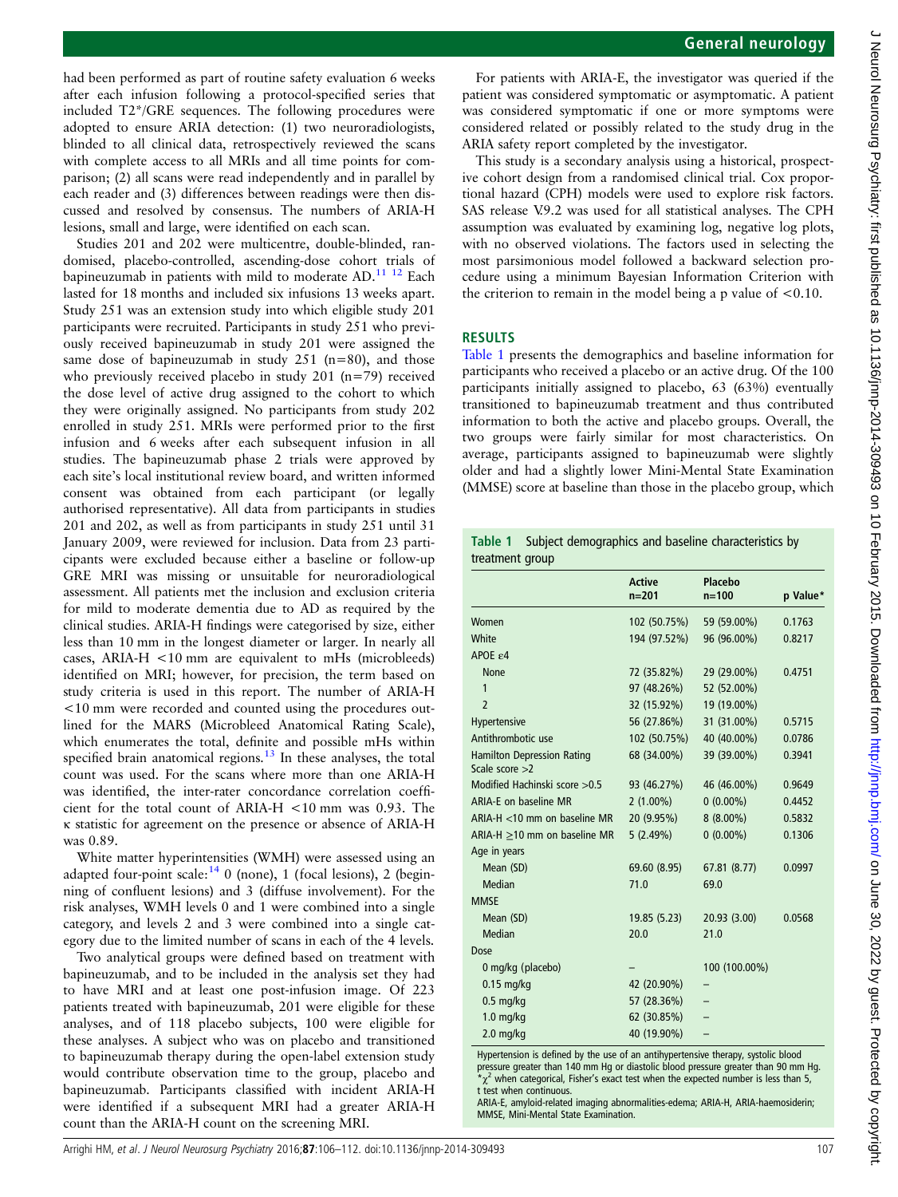had been performed as part of routine safety evaluation 6 weeks after each infusion following a protocol-specified series that included T2*/GRE sequences. The following procedures were adopted to ensure ARIA detection: (1) two neuroradiologists, blinded to all clinical data, retrospectively reviewed the scans with complete access to all MRIs and all time points for comparison; (2) all scans were read independently and in parallel by each reader and (3) differences between readings were then discussed and resolved by consensus. The numbers of ARIA-H lesions, small and large, were identified on each scan.

Studies 201 and 202 were multicentre, double-blinded, randomised, placebo-controlled, ascending-dose cohort trials of bapineuzumab in patients with mild to moderate AD.[11 12] Each lasted for 18 months and included six infusions 13 weeks apart. Study 251 was an extension study into which eligible study 201 participants were recruited. Participants in study 251 who previously received bapineuzumab in study 201 were assigned the same dose of bapineuzumab in study 251 (n=80), and those who previously received placebo in study 201 (n=79) received the dose level of active drug assigned to the cohort to which they were originally assigned. No participants from study 202 enrolled in study 251. MRIs were performed prior to the first infusion and 6 weeks after each subsequent infusion in all studies. The bapineuzumab phase 2 trials were approved by each site's local institutional review board, and written informed consent was obtained from each participant (or legally authorised representative). All data from participants in studies 201 and 202, as well as from participants in study 251 until 31 January 2009, were reviewed for inclusion. Data from 23 participants were excluded because either a baseline or follow-up GRE MRI was missing or unsuitable for neuroradiological assessment. All patients met the inclusion and exclusion criteria for mild to moderate dementia due to AD as required by the clinical studies. ARIA-H findings were categorised by size, either less than 10 mm in the longest diameter or larger. In nearly all cases, ARIA-H <10 mm are equivalent to mHs (microbleeds) identified on MRI; however, for precision, the term based on study criteria is used in this report. The number of ARIA-H <10 mm were recorded and counted using the procedures outlined for the MARS (Microbleed Anatomical Rating Scale), which enumerates the total, definite and possible mHs within specified brain anatomical regions.[13] In these analyses, the total count was used. For the scans where more than one ARIA-H was identified, the inter-rater concordance correlation coefficient for the total count of ARIA-H <10 mm was 0.93. The κ statistic for agreement on the presence or absence of ARIA-H was 0.89.

White matter hyperintensities (WMH) were assessed using an adapted four-point scale:[14] 0 (none), 1 (focal lesions), 2 (beginning of confluent lesions) and 3 (diffuse involvement). For the risk analyses, WMH levels 0 and 1 were combined into a single category, and levels 2 and 3 were combined into a single category due to the limited number of scans in each of the 4 levels.

Two analytical groups were defined based on treatment with bapineuzumab, and to be included in the analysis set they had to have MRI and at least one post-infusion image. Of 223 patients treated with bapineuzumab, 201 were eligible for these analyses, and of 118 placebo subjects, 100 were eligible for these analyses. A subject who was on placebo and transitioned to bapineuzumab therapy during the open-label extension study would contribute observation time to the group, placebo and bapineuzumab. Participants classified with incident ARIA-H were identified if a subsequent MRI had a greater ARIA-H count than the ARIA-H count on the screening MRI.

For patients with ARIA-E, the investigator was queried if the patient was considered symptomatic or asymptomatic. A patient was considered symptomatic if one or more symptoms were considered related or possibly related to the study drug in the ARIA safety report completed by the investigator.

This study is a secondary analysis using a historical, prospective cohort design from a randomised clinical trial. Cox proportional hazard (CPH) models were used to explore risk factors. SAS release V.9.2 was used for all statistical analyses. The CPH assumption was evaluated by examining log, negative log plots, with no observed violations. The factors used in selecting the most parsimonious model followed a backward selection procedure using a minimum Bayesian Information Criterion with the criterion to remain in the model being a p value of <0.10.

## RESULTS

Table 1 presents the demographics and baseline information for participants who received a placebo or an active drug. Of the 100 participants initially assigned to placebo, 63 (63%) eventually transitioned to bapineuzumab treatment and thus contributed information to both the active and placebo groups. Overall, the two groups were fairly similar for most characteristics. On average, participants assigned to bapineuzumab were slightly older and had a slightly lower Mini-Mental State Examination (MMSE) score at baseline than those in the placebo group, which

**Table 1** Subject demographics and baseline characteristics by treatment group

| | Active n=201 | Placebo n=100 | p Value* |
|---|---|---|---|
| Women | 102 (50.75%) | 59 (59.00%) | 0.1763 |
| White | 194 (97.52%) | 96 (96.00%) | 0.8217 |
| APOE ε4 | | | |
| None | 72 (35.82%) | 29 (29.00%) | 0.4751 |
| 1 | 97 (48.26%) | 52 (52.00%) | |
| 2 | 32 (15.92%) | 19 (19.00%) | |
| Hypertensive | 56 (27.86%) | 31 (31.00%) | 0.5715 |
| Antithrombotic use | 102 (50.75%) | 40 (40.00%) | 0.0786 |
| Hamilton Depression Rating Scale score >2 | 68 (34.00%) | 39 (39.00%) | 0.3941 |
| Modified Hachinski score >0.5 | 93 (46.27%) | 46 (46.00%) | 0.9649 |
| ARIA-E on baseline MR | 2 (1.00%) | 0 (0.00%) | 0.4452 |
| ARIA-H <10 mm on baseline MR | 20 (9.95%) | 8 (8.00%) | 0.5832 |
| ARIA-H ≥10 mm on baseline MR | 5 (2.49%) | 0 (0.00%) | 0.1306 |
| Age in years | | | |
| Mean (SD) | 69.60 (8.95) | 67.81 (8.77) | 0.0997 |
| Median | 71.0 | 69.0 | |
| MMSE | | | |
| Mean (SD) | 19.85 (5.23) | 20.93 (3.00) | 0.0568 |
| Median | 20.0 | 21.0 | |
| Dose | | | |
| 0 mg/kg (placebo) | – | 100 (100.00%) | |
| 0.15 mg/kg | 42 (20.90%) | – | |
| 0.5 mg/kg | 57 (28.36%) | – | |
| 1.0 mg/kg | 62 (30.85%) | – | |
| 2.0 mg/kg | 40 (19.90%) | – | |

Hypertension is defined by the use of an antihypertensive therapy, systolic blood pressure greater than 140 mm Hg or diastolic blood pressure greater than 90 mm Hg.
*$\chi^2$ when categorical, Fisher's exact test when the expected number is less than 5, t test when continuous.
ARIA-E, amyloid-related imaging abnormalities-edema; ARIA-H, ARIA-haemosiderin; MMSE, Mini-Mental State Examination.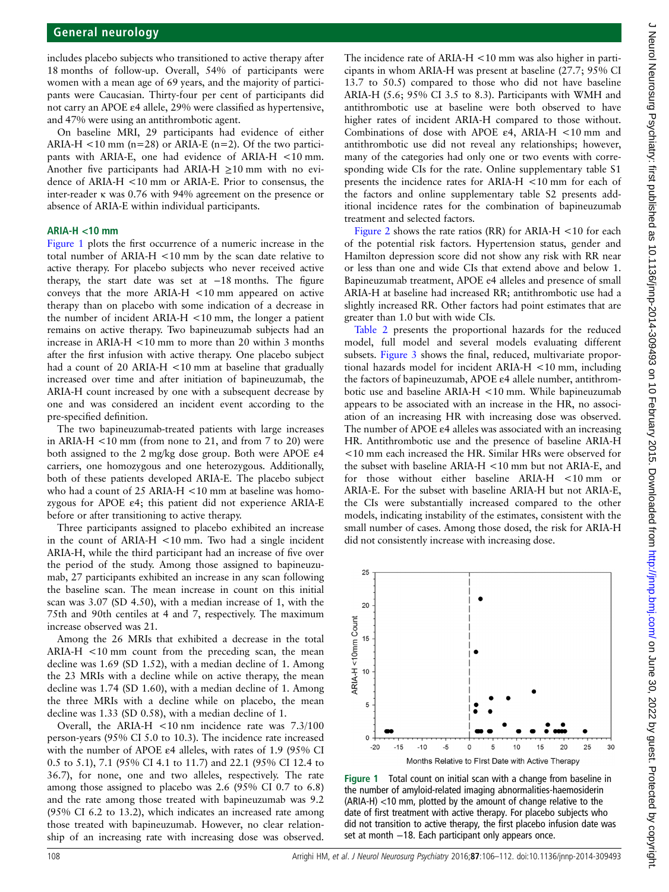includes placebo subjects who transitioned to active therapy after 18 months of follow-up. Overall, 54% of participants were women with a mean age of 69 years, and the majority of participants were Caucasian. Thirty-four per cent of participants did not carry an APOE ε4 allele, 29% were classified as hypertensive, and 47% were using an antithrombotic agent.

On baseline MRI, 29 participants had evidence of either ARIA-H <10 mm (n=28) or ARIA-E (n=2). Of the two participants with ARIA-E, one had evidence of ARIA-H <10 mm. Another five participants had ARIA-H ≥10 mm with no evidence of ARIA-H <10 mm or ARIA-E. Prior to consensus, the inter-reader κ was 0.76 with 94% agreement on the presence or absence of ARIA-E within individual participants.

### ARIA-H <10 mm

Figure 1 plots the first occurrence of a numeric increase in the total number of ARIA-H <10 mm by the scan date relative to active therapy. For placebo subjects who never received active therapy, the start date was set at −18 months. The figure conveys that the more ARIA-H <10 mm appeared on active therapy than on placebo with some indication of a decrease in the number of incident ARIA-H <10 mm, the longer a patient remains on active therapy. Two bapineuzumab subjects had an increase in ARIA-H <10 mm to more than 20 within 3 months after the first infusion with active therapy. One placebo subject had a count of 20 ARIA-H <10 mm at baseline that gradually increased over time and after initiation of bapineuzumab, the ARIA-H count increased by one with a subsequent decrease by one and was considered an incident event according to the pre-specified definition.

The two bapineuzumab-treated patients with large increases in ARIA-H <10 mm (from none to 21, and from 7 to 20) were both assigned to the 2 mg/kg dose group. Both were APOE ε4 carriers, one homozygous and one heterozygous. Additionally, both of these patients developed ARIA-E. The placebo subject who had a count of 25 ARIA-H <10 mm at baseline was homozygous for APOE ε4; this patient did not experience ARIA-E before or after transitioning to active therapy.

Three participants assigned to placebo exhibited an increase in the count of ARIA-H <10 mm. Two had a single incident ARIA-H, while the third participant had an increase of five over the period of the study. Among those assigned to bapineuzumab, 27 participants exhibited an increase in any scan following the baseline scan. The mean increase in count on this initial scan was 3.07 (SD 4.50), with a median increase of 1, with the 75th and 90th centiles at 4 and 7, respectively. The maximum increase observed was 21.

Among the 26 MRIs that exhibited a decrease in the total ARIA-H <10 mm count from the preceding scan, the mean decline was 1.69 (SD 1.52), with a median decline of 1. Among the 23 MRIs with a decline while on active therapy, the mean decline was 1.74 (SD 1.60), with a median decline of 1. Among the three MRIs with a decline while on placebo, the mean decline was 1.33 (SD 0.58), with a median decline of 1.

Overall, the ARIA-H <10 nm incidence rate was 7.3/100 person-years (95% CI 5.0 to 10.3). The incidence rate increased with the number of APOE ε4 alleles, with rates of 1.9 (95% CI 0.5 to 5.1), 7.1 (95% CI 4.1 to 11.7) and 22.1 (95% CI 12.4 to 36.7), for none, one and two alleles, respectively. The rate among those assigned to placebo was 2.6 (95% CI 0.7 to 6.8) and the rate among those treated with bapineuzumab was 9.2 (95% CI 6.2 to 13.2), which indicates an increased rate among those treated with bapineuzumab. However, no clear relationship of an increasing rate with increasing dose was observed. The incidence rate of ARIA-H <10 mm was also higher in participants in whom ARIA-H was present at baseline (27.7; 95% CI 13.7 to 50.5) compared to those who did not have baseline ARIA-H (5.6; 95% CI 3.5 to 8.3). Participants with WMH and antithrombotic use at baseline were both observed to have higher rates of incident ARIA-H compared to those without. Combinations of dose with APOE ε4, ARIA-H <10 mm and antithrombotic use did not reveal any relationships; however, many of the categories had only one or two events with corresponding wide CIs for the rate. Online supplementary table S1 presents the incidence rates for ARIA-H <10 mm for each of the factors and online supplementary table S2 presents additional incidence rates for the combination of bapineuzumab treatment and selected factors.

Figure 2 shows the rate ratios (RR) for ARIA-H <10 for each of the potential risk factors. Hypertension status, gender and Hamilton depression score did not show any risk with RR near or less than one and wide CIs that extend above and below 1. Bapineuzumab treatment, APOE e4 alleles and presence of small ARIA-H at baseline had increased RR; antithrombotic use had a slightly increased RR. Other factors had point estimates that are greater than 1.0 but with wide CIs.

Table 2 presents the proportional hazards for the reduced model, full model and several models evaluating different subsets. Figure 3 shows the final, reduced, multivariate proportional hazards model for incident ARIA-H <10 mm, including the factors of bapineuzumab, APOE ε4 allele number, antithrombotic use and baseline ARIA-H <10 mm. While bapineuzumab appears to be associated with an increase in the HR, no association of an increasing HR with increasing dose was observed. The number of APOE ε4 alleles was associated with an increasing HR. Antithrombotic use and the presence of baseline ARIA-H <10 mm each increased the HR. Similar HRs were observed for the subset with baseline ARIA-H <10 mm but not ARIA-E, and for those without either baseline ARIA-H <10 mm or ARIA-E. For the subset with baseline ARIA-H but not ARIA-E, the CIs were substantially increased compared to the other models, indicating instability of the estimates, consistent with the small number of cases. Among those dosed, the risk for ARIA-H did not consistently increase with increasing dose.

**Figure 1** Total count on initial scan with a change from baseline in the number of amyloid-related imaging abnormalities-haemosiderin (ARIA-H) <10 mm, plotted by the amount of change relative to the date of first treatment with active therapy. For placebo subjects who did not transition to active therapy, the first placebo infusion date was set at month −18. Each participant only appears once.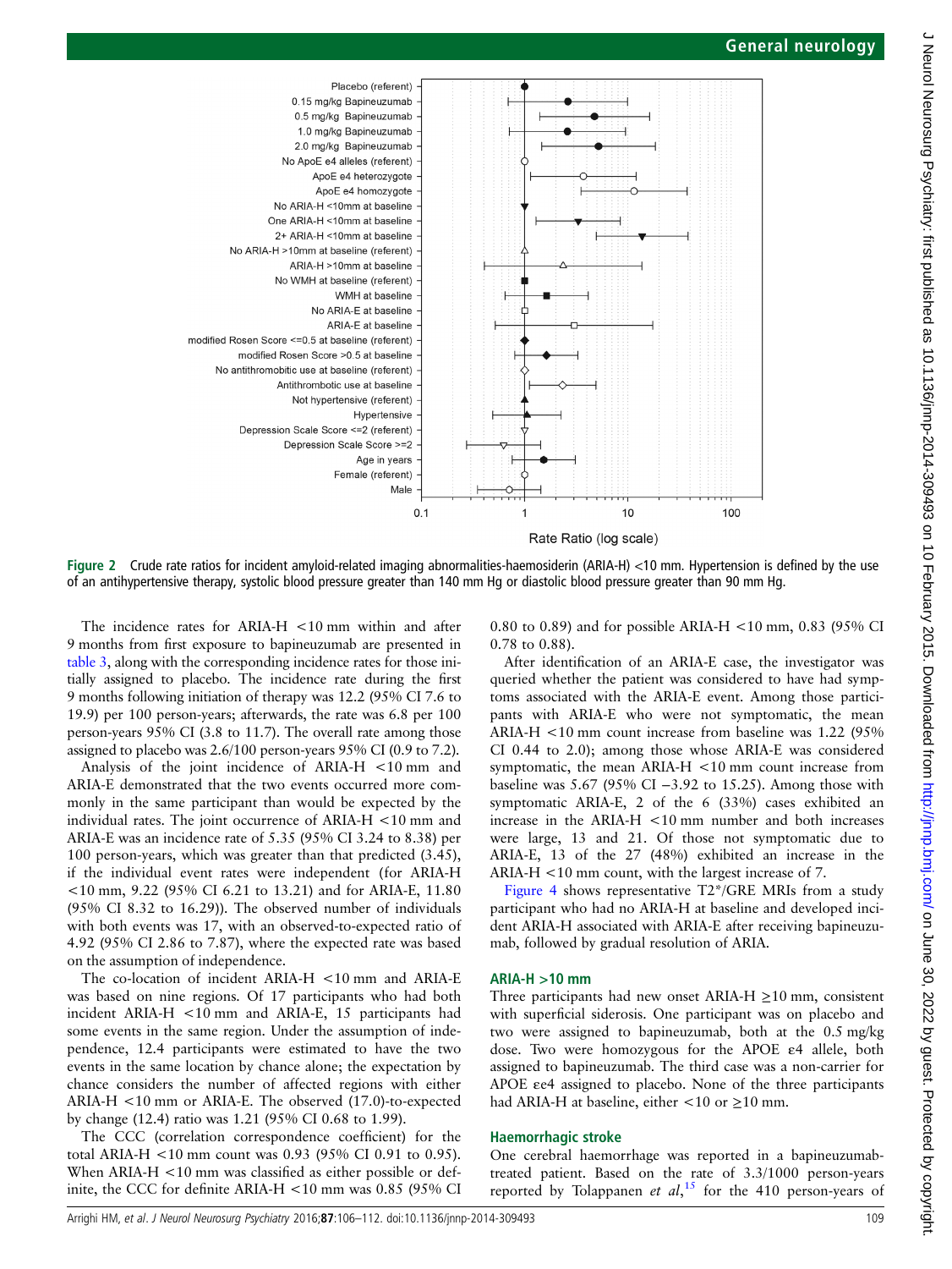Figure 2 Crude rate ratios for incident amyloid-related imaging abnormalities-haemosiderin (ARIA-H) <10 mm. Hypertension is defined by the use of an antihypertensive therapy, systolic blood pressure greater than 140 mm Hg or diastolic blood pressure greater than 90 mm Hg.

The incidence rates for ARIA-H <10 mm within and after 9 months from first exposure to bapineuzumab are presented in table 3, along with the corresponding incidence rates for those initially assigned to placebo. The incidence rate during the first 9 months following initiation of therapy was 12.2 (95% CI 7.6 to 19.9) per 100 person-years; afterwards, the rate was 6.8 per 100 person-years 95% CI (3.8 to 11.7). The overall rate among those assigned to placebo was 2.6/100 person-years 95% CI (0.9 to 7.2).

Analysis of the joint incidence of ARIA-H <10 mm and ARIA-E demonstrated that the two events occurred more commonly in the same participant than would be expected by the individual rates. The joint occurrence of ARIA-H <10 mm and ARIA-E was an incidence rate of 5.35 (95% CI 3.24 to 8.38) per 100 person-years, which was greater than that predicted (3.45), if the individual event rates were independent (for ARIA-H <10 mm, 9.22 (95% CI 6.21 to 13.21) and for ARIA-E, 11.80 (95% CI 8.32 to 16.29)). The observed number of individuals with both events was 17, with an observed-to-expected ratio of 4.92 (95% CI 2.86 to 7.87), where the expected rate was based on the assumption of independence.

The co-location of incident ARIA-H <10 mm and ARIA-E was based on nine regions. Of 17 participants who had both incident ARIA-H <10 mm and ARIA-E, 15 participants had some events in the same region. Under the assumption of independence, 12.4 participants were estimated to have the two events in the same location by chance alone; the expectation by chance considers the number of affected regions with either ARIA-H <10 mm or ARIA-E. The observed (17.0)-to-expected by change (12.4) ratio was 1.21 (95% CI 0.68 to 1.99).

The CCC (correlation correspondence coefficient) for the total ARIA-H <10 mm count was 0.93 (95% CI 0.91 to 0.95). When ARIA-H <10 mm was classified as either possible or definite, the CCC for definite ARIA-H <10 mm was 0.85 (95% CI 0.80 to 0.89) and for possible ARIA-H <10 mm, 0.83 (95% CI 0.78 to 0.88).

After identification of an ARIA-E case, the investigator was queried whether the patient was considered to have had symptoms associated with the ARIA-E event. Among those participants with ARIA-E who were not symptomatic, the mean ARIA-H <10 mm count increase from baseline was 1.22 (95% CI 0.44 to 2.0); among those whose ARIA-E was considered symptomatic, the mean ARIA-H <10 mm count increase from baseline was 5.67 (95% CI −3.92 to 15.25). Among those with symptomatic ARIA-E, 2 of the 6 (33%) cases exhibited an increase in the ARIA-H <10 mm number and both increases were large, 13 and 21. Of those not symptomatic due to ARIA-E, 13 of the 27 (48%) exhibited an increase in the ARIA-H <10 mm count, with the largest increase of 7.

Figure 4 shows representative T2*/GRE MRIs from a study participant who had no ARIA-H at baseline and developed incident ARIA-H associated with ARIA-E after receiving bapineuzumab, followed by gradual resolution of ARIA.

### ARIA-H >10 mm

Three participants had new onset ARIA-H ≥10 mm, consistent with superficial siderosis. One participant was on placebo and two were assigned to bapineuzumab, both at the 0.5 mg/kg dose. Two were homozygous for the APOE ε4 allele, both assigned to bapineuzumab. The third case was a non-carrier for APOE εε4 assigned to placebo. None of the three participants had ARIA-H at baseline, either <10 or ≥10 mm.

### Haemorrhagic stroke

One cerebral haemorrhage was reported in a bapineuzumab-treated patient. Based on the rate of 3.3/1000 person-years reported by Tolappanen *et al*,[15] for the 410 person-years of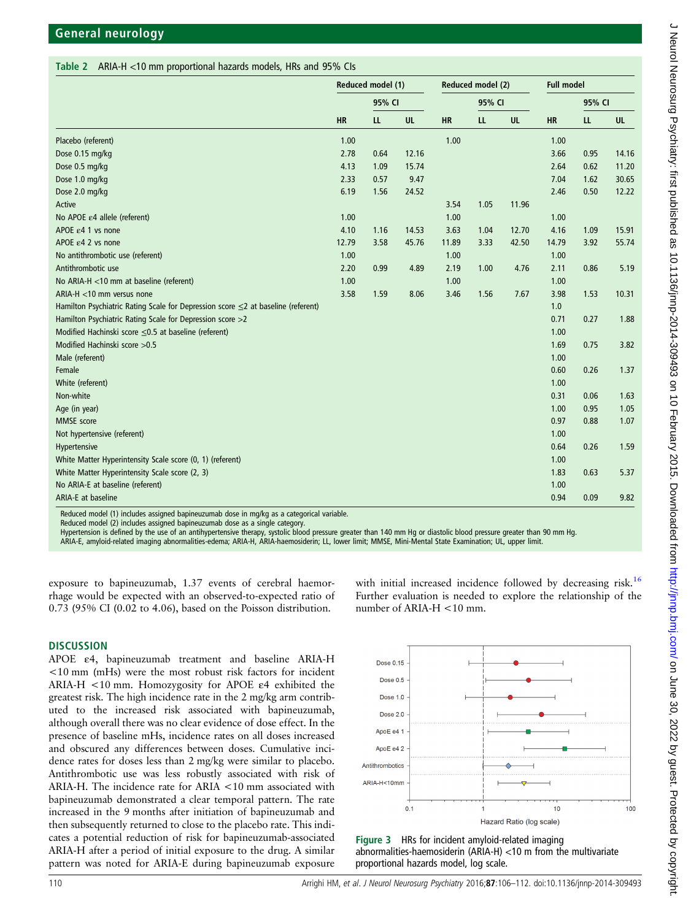**Table 2** ARIA-H <10 mm proportional hazards models, HRs and 95% CIs

| | Reduced model (1) | | | Reduced model (2) | | | Full model | | |
|---|---|---|---|---|---|---|---|---|---|
| | | 95% CI | | | 95% CI | | | 95% CI | |
| | HR | LL | UL | HR | LL | UL | HR | LL | UL |
| Placebo (referent) | 1.00 | | | 1.00 | | | 1.00 | | |
| Dose 0.15 mg/kg | 2.78 | 0.64 | 12.16 | | | | 3.66 | 0.95 | 14.16 |
| Dose 0.5 mg/kg | 4.13 | 1.09 | 15.74 | | | | 2.64 | 0.62 | 11.20 |
| Dose 1.0 mg/kg | 2.33 | 0.57 | 9.47 | | | | 7.04 | 1.62 | 30.65 |
| Dose 2.0 mg/kg | 6.19 | 1.56 | 24.52 | | | | 2.46 | 0.50 | 12.22 |
| Active | | | | 3.54 | 1.05 | 11.96 | | | |
| No APOE ε4 allele (referent) | 1.00 | | | 1.00 | | | 1.00 | | |
| APOE ε4 1 vs none | 4.10 | 1.16 | 14.53 | 3.63 | 1.04 | 12.70 | 4.16 | 1.09 | 15.91 |
| APOE ε4 2 vs none | 12.79 | 3.58 | 45.76 | 11.89 | 3.33 | 42.50 | 14.79 | 3.92 | 55.74 |
| No antithrombotic use (referent) | 1.00 | | | 1.00 | | | 1.00 | | |
| Antithrombotic use | 2.20 | 0.99 | 4.89 | 2.19 | 1.00 | 4.76 | 2.11 | 0.86 | 5.19 |
| No ARIA-H <10 mm at baseline (referent) | 1.00 | | | 1.00 | | | 1.00 | | |
| ARIA-H <10 mm versus none | 3.58 | 1.59 | 8.06 | 3.46 | 1.56 | 7.67 | 3.98 | 1.53 | 10.31 |
| Hamilton Psychiatric Rating Scale for Depression score ≤2 at baseline (referent) | | | | | | | 1.0 | | |
| Hamilton Psychiatric Rating Scale for Depression score >2 | | | | | | | 0.71 | 0.27 | 1.88 |
| Modified Hachinski score ≤0.5 at baseline (referent) | | | | | | | 1.00 | | |
| Modified Hachinski score >0.5 | | | | | | | 1.69 | 0.75 | 3.82 |
| Male (referent) | | | | | | | 1.00 | | |
| Female | | | | | | | 0.60 | 0.26 | 1.37 |
| White (referent) | | | | | | | 1.00 | | |
| Non-white | | | | | | | 0.31 | 0.06 | 1.63 |
| Age (in year) | | | | | | | 1.00 | 0.95 | 1.05 |
| MMSE score | | | | | | | 0.97 | 0.88 | 1.07 |
| Not hypertensive (referent) | | | | | | | 1.00 | | |
| Hypertensive | | | | | | | 0.64 | 0.26 | 1.59 |
| White Matter Hyperintensity Scale score (0, 1) (referent) | | | | | | | 1.00 | | |
| White Matter Hyperintensity Scale score (2, 3) | | | | | | | 1.83 | 0.63 | 5.37 |
| No ARIA-E at baseline (referent) | | | | | | | 1.00 | | |
| ARIA-E at baseline | | | | | | | 0.94 | 0.09 | 9.82 |

Reduced model (1) includes assigned bapineuzumab dose in mg/kg as a categorical variable.
Reduced model (2) includes assigned bapineuzumab dose as a single category.
Hypertension is defined by the use of an antihypertensive therapy, systolic blood pressure greater than 140 mm Hg or diastolic blood pressure greater than 90 mm Hg.
ARIA-E, amyloid-related imaging abnormalities-edema; ARIA-H, ARIA-haemosiderin; LL, lower limit; MMSE, Mini-Mental State Examination; UL, upper limit.

exposure to bapineuzumab, 1.37 events of cerebral haemorrhage would be expected with an observed-to-expected ratio of 0.73 (95% CI (0.02 to 4.06), based on the Poisson distribution.

## DISCUSSION

APOE ε4, bapineuzumab treatment and baseline ARIA-H <10 mm (mHs) were the most robust risk factors for incident ARIA-H <10 mm. Homozygosity for APOE ε4 exhibited the greatest risk. The high incidence rate in the 2 mg/kg arm contributed to the increased risk associated with bapineuzumab, although overall there was no clear evidence of dose effect. In the presence of baseline mHs, incidence rates on all doses increased and obscured any differences between doses. Cumulative incidence rates for doses less than 2 mg/kg were similar to placebo. Antithrombotic use was less robustly associated with risk of ARIA-H. The incidence rate for ARIA <10 mm associated with bapineuzumab demonstrated a clear temporal pattern. The rate increased in the 9 months after initiation of bapineuzumab and then subsequently returned to close to the placebo rate. This indicates a potential reduction of risk for bapineuzumab-associated ARIA-H after a period of initial exposure to the drug. A similar pattern was noted for ARIA-E during bapineuzumab exposure with initial increased incidence followed by decreasing risk.[16] Further evaluation is needed to explore the relationship of the number of ARIA-H <10 mm.

**Figure 3** HRs for incident amyloid-related imaging abnormalities-haemosiderin (ARIA-H) <10 m from the multivariate proportional hazards model, log scale.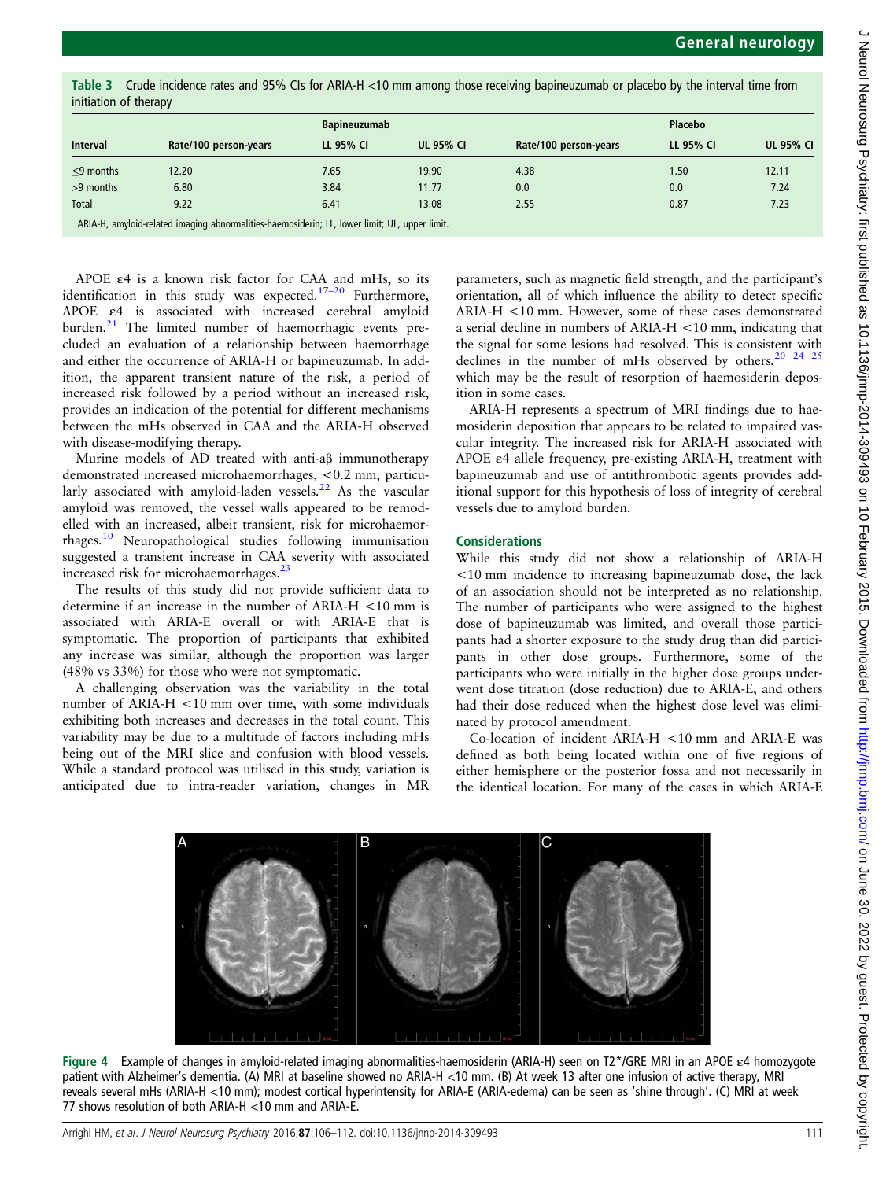**Table 3** Crude incidence rates and 95% CIs for ARIA-H <10 mm among those receiving bapineuzumab or placebo by the interval time from initiation of therapy

| Interval | Bapineuzumab | | | Placebo | | |
|---|---|---|---|---|---|---|
| | Rate/100 person-years | LL 95% CI | UL 95% CI | Rate/100 person-years | LL 95% CI | UL 95% CI |
| ≤9 months | 12.20 | 7.65 | 19.90 | 4.38 | 1.50 | 12.11 |
| >9 months | 6.80 | 3.84 | 11.77 | 0.0 | 0.0 | 7.24 |
| Total | 9.22 | 6.41 | 13.08 | 2.55 | 0.87 | 7.23 |

ARIA-H, amyloid-related imaging abnormalities-haemosiderin; LL, lower limit; UL, upper limit.

APOE ε4 is a known risk factor for CAA and mHs, so its identification in this study was expected.[17–20] Furthermore, APOE ε4 is associated with increased cerebral amyloid burden.[21] The limited number of haemorrhagic events precluded an evaluation of a relationship between haemorrhage and either the occurrence of ARIA-H or bapineuzumab. In addition, the apparent transient nature of the risk, a period of increased risk followed by a period without an increased risk, provides an indication of the potential for different mechanisms between the mHs observed in CAA and the ARIA-H observed with disease-modifying therapy.

Murine models of AD treated with anti-aβ immunotherapy demonstrated increased microhaemorrhages, <0.2 mm, particularly associated with amyloid-laden vessels.[22] As the vascular amyloid was removed, the vessel walls appeared to be remodelled with an increased, albeit transient, risk for microhaemorrhages.[10] Neuropathological studies following immunisation suggested a transient increase in CAA severity with associated increased risk for microhaemorrhages.[23]

The results of this study did not provide sufficient data to determine if an increase in the number of ARIA-H <10 mm is associated with ARIA-E overall or with ARIA-E that is symptomatic. The proportion of participants that exhibited any increase was similar, although the proportion was larger (48% vs 33%) for those who were not symptomatic.

A challenging observation was the variability in the total number of ARIA-H <10 mm over time, with some individuals exhibiting both increases and decreases in the total count. This variability may be due to a multitude of factors including mHs being out of the MRI slice and confusion with blood vessels. While a standard protocol was utilised in this study, variation is anticipated due to intra-reader variation, changes in MR parameters, such as magnetic field strength, and the participant's orientation, all of which influence the ability to detect specific ARIA-H <10 mm. However, some of these cases demonstrated a serial decline in numbers of ARIA-H <10 mm, indicating that the signal for some lesions had resolved. This is consistent with declines in the number of mHs observed by others,[20 24 25] which may be the result of resorption of haemosiderin deposition in some cases.

ARIA-H represents a spectrum of MRI findings due to haemosiderin deposition that appears to be related to impaired vascular integrity. The increased risk for ARIA-H associated with APOE ε4 allele frequency, pre-existing ARIA-H, treatment with bapineuzumab and use of antithrombotic agents provides additional support for this hypothesis of loss of integrity of cerebral vessels due to amyloid burden.

### Considerations

While this study did not show a relationship of ARIA-H <10 mm incidence to increasing bapineuzumab dose, the lack of an association should not be interpreted as no relationship. The number of participants who were assigned to the highest dose of bapineuzumab was limited, and overall those participants had a shorter exposure to the study drug than did participants in other dose groups. Furthermore, some of the participants who were initially in the higher dose groups underwent dose titration (dose reduction) due to ARIA-E, and others had their dose reduced when the highest dose level was eliminated by protocol amendment.

Co-location of incident ARIA-H <10 mm and ARIA-E was defined as both being located within one of five regions of either hemisphere or the posterior fossa and not necessarily in the identical location. For many of the cases in which ARIA-E

**Figure 4** Example of changes in amyloid-related imaging abnormalities-haemosiderin (ARIA-H) seen on T2*/GRE MRI in an APOE ε4 homozygote patient with Alzheimer's dementia. (A) MRI at baseline showed no ARIA-H <10 mm. (B) At week 13 after one infusion of active therapy, MRI reveals several mHs (ARIA-H <10 mm); modest cortical hyperintensity for ARIA-E (ARIA-edema) can be seen as 'shine through'. (C) MRI at week 77 shows resolution of both ARIA-H <10 mm and ARIA-E.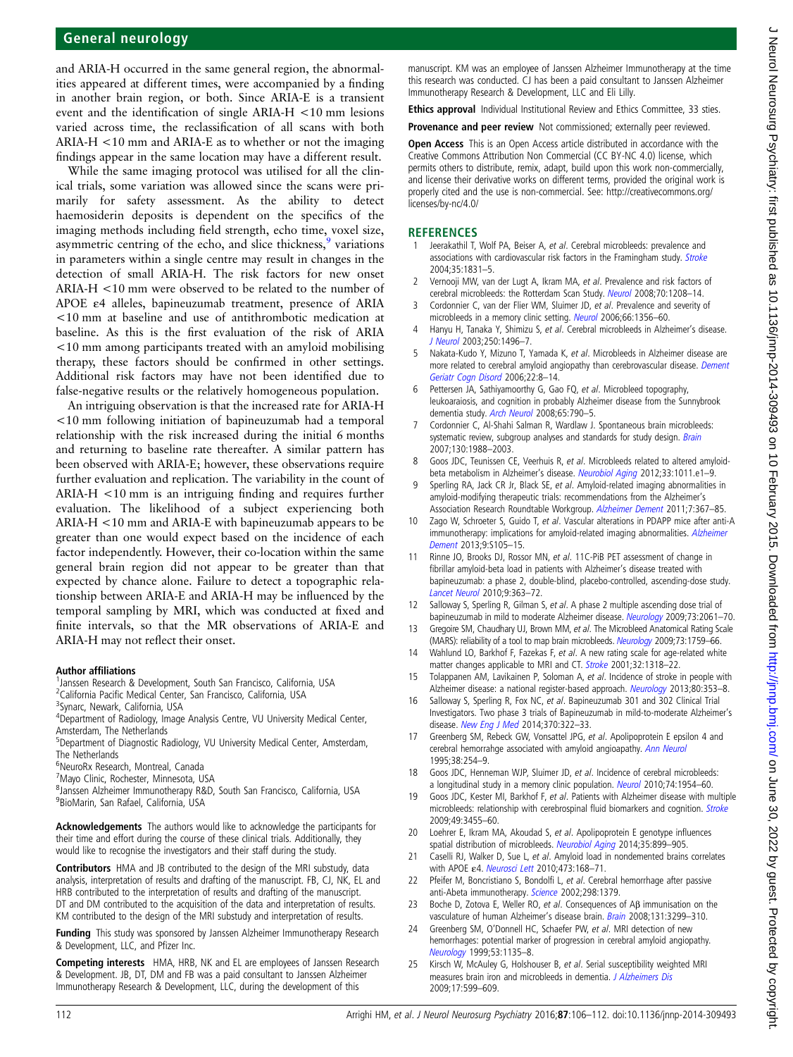and ARIA-H occurred in the same general region, the abnormalities appeared at different times, were accompanied by a finding in another brain region, or both. Since ARIA-E is a transient event and the identification of single ARIA-H <10 mm lesions varied across time, the reclassification of all scans with both ARIA-H <10 mm and ARIA-E as to whether or not the imaging findings appear in the same location may have a different result.

While the same imaging protocol was utilised for all the clinical trials, some variation was allowed since the scans were primarily for safety assessment. As the ability to detect haemosiderin deposits is dependent on the specifics of the imaging methods including field strength, echo time, voxel size, asymmetric centring of the echo, and slice thickness,[9] variations in parameters within a single centre may result in changes in the detection of small ARIA-H. The risk factors for new onset ARIA-H <10 mm were observed to be related to the number of APOE ε4 alleles, bapineuzumab treatment, presence of ARIA <10 mm at baseline and use of antithrombotic medication at baseline. As this is the first evaluation of the risk of ARIA <10 mm among participants treated with an amyloid mobilising therapy, these factors should be confirmed in other settings. Additional risk factors may have not been identified due to false-negative results or the relatively homogeneous population.

An intriguing observation is that the increased rate for ARIA-H <10 mm following initiation of bapineuzumab had a temporal relationship with the risk increased during the initial 6 months and returning to baseline rate thereafter. A similar pattern has been observed with ARIA-E; however, these observations require further evaluation and replication. The variability in the count of ARIA-H <10 mm is an intriguing finding and requires further evaluation. The likelihood of a subject experiencing both ARIA-H <10 mm and ARIA-E with bapineuzumab appears to be greater than one would expect based on the incidence of each factor independently. However, their co-location within the same general brain region did not appear to be greater than that expected by chance alone. Failure to detect a topographic relationship between ARIA-E and ARIA-H may be influenced by the temporal sampling by MRI, which was conducted at fixed and finite intervals, so that the MR observations of ARIA-E and ARIA-H may not reflect their onset.

**Author affiliations**
[1]Janssen Research & Development, South San Francisco, California, USA
[2]California Pacific Medical Center, San Francisco, California, USA
[3]Synarc, Newark, California, USA
[4]Department of Radiology, Image Analysis Centre, VU University Medical Center, Amsterdam, The Netherlands
[5]Department of Diagnostic Radiology, VU University Medical Center, Amsterdam, The Netherlands
[6]NeuroRx Research, Montreal, Canada
[7]Mayo Clinic, Rochester, Minnesota, USA
[8]Janssen Alzheimer Immunotherapy R&D, South San Francisco, California, USA
[9]BioMarin, San Rafael, California, USA

**Acknowledgements** The authors would like to acknowledge the participants for their time and effort during the course of these clinical trials. Additionally, they would like to recognise the investigators and their staff during the study.

**Contributors** HMA and JB contributed to the design of the MRI substudy, data analysis, interpretation of results and drafting of the manuscript. FB, CJ, NK, EL and HRB contributed to the interpretation of results and drafting of the manuscript. DT and DM contributed to the acquisition of the data and interpretation of results. KM contributed to the design of the MRI substudy and interpretation of results.

**Funding** This study was sponsored by Janssen Alzheimer Immunotherapy Research & Development, LLC, and Pfizer Inc.

**Competing interests** HMA, HRB, NK and EL are employees of Janssen Research & Development. JB, DT, DM and FB was a paid consultant to Janssen Alzheimer Immunotherapy Research & Development, LLC, during the development of this manuscript. KM was an employee of Janssen Alzheimer Immunotherapy at the time this research was conducted. CJ has been a paid consultant to Janssen Alzheimer Immunotherapy Research & Development, LLC and Eli Lilly.

**Ethics approval** Individual Institutional Review and Ethics Committee, 33 sties.

**Provenance and peer review** Not commissioned; externally peer reviewed.

**Open Access** This is an Open Access article distributed in accordance with the Creative Commons Attribution Non Commercial (CC BY-NC 4.0) license, which permits others to distribute, remix, adapt, build upon this work non-commercially, and license their derivative works on different terms, provided the original work is properly cited and the use is non-commercial. See: http://creativecommons.org/licenses/by-nc/4.0/

## REFERENCES

1. Jeerakathil T, Wolf PA, Beiser A, *et al*. Cerebral microbleeds: prevalence and associations with cardiovascular risk factors in the Framingham study. *Stroke* 2004;35:1831–5.
2. Vernooji MW, van der Lugt A, Ikram MA, *et al*. Prevalence and risk factors of cerebral microbleeds: the Rotterdam Scan Study. *Neurol* 2008;70:1208–14.
3. Cordonnier C, van der Flier WM, Sluimer JD, *et al*. Prevalence and severity of microbleeds in a memory clinic setting. *Neurol* 2006;66:1356–60.
4. Hanyu H, Tanaka Y, Shimizu S, *et al*. Cerebral microbleeds in Alzheimer's disease. *J Neurol* 2003;250:1496–7.
5. Nakata-Kudo Y, Mizuno T, Yamada K, *et al*. Microbleeds in Alzheimer disease are more related to cerebral amyloid angiopathy than cerebrovascular disease. *Dement Geriatr Cogn Disord* 2006;22:8–14.
6. Pettersen JA, Sathiyamoorthy G, Gao FQ, *et al*. Microbleed topography, leukoaraiosis, and cognition in probably Alzheimer disease from the Sunnybrook dementia study. *Arch Neurol* 2008;65:790–5.
7. Cordonnier C, Al-Shahi Salman R, Wardlaw J. Spontaneous brain microbleeds: systematic review, subgroup analyses and standards for study design. *Brain* 2007;130:1988–2003.
8. Goos JDC, Teunissen CE, Veerhuis R, *et al*. Microbleeds related to altered amyloid-beta metabolism in Alzheimer's disease. *Neurobiol Aging* 2012;33:1011.e1–9.
9. Sperling RA, Jack CR Jr, Black SE, *et al*. Amyloid-related imaging abnormalities in amyloid-modifying therapeutic trials: recommendations from the Alzheimer's Association Research Roundtable Workgroup. *Alzheimer Dement* 2011;7:367–85.
10. Zago W, Schroeter S, Guido T, *et al*. Vascular alterations in PDAPP mice after anti-A immunotherapy: implications for amyloid-related imaging abnormalities. *Alzheimer Dement* 2013;9:S105–15.
11. Rinne JO, Brooks DJ, Rossor MN, *et al*. 11C-PiB PET assessment of change in fibrillar amyloid-beta load in patients with Alzheimer's disease treated with bapineuzumab: a phase 2, double-blind, placebo-controlled, ascending-dose study. *Lancet Neurol* 2010;9:363–72.
12. Salloway S, Sperling R, Gilman S, *et al*. A phase 2 multiple ascending dose trial of bapineuzumab in mild to moderate Alzheimer disease. *Neurology* 2009;73:2061–70.
13. Gregoire SM, Chaudhary UJ, Brown MM, *et al*. The Microbleed Anatomical Rating Scale (MARS): reliability of a tool to map brain microbleeds. *Neurology* 2009;73:1759–66.
14. Wahlund LO, Barkhof F, Fazekas F, *et al*. A new rating scale for age-related white matter changes applicable to MRI and CT. *Stroke* 2001;32:1318–22.
15. Tolappanen AM, Lavikainen P, Soloman A, *et al*. Incidence of stroke in people with Alzheimer disease: a national register-based approach. *Neurology* 2013;80:353–8.
16. Salloway S, Sperling R, Fox NC, *et al*. Bapineuzumab 301 and 302 Clinical Trial Investigators. Two phase 3 trials of Bapineuzumab in mild-to-moderate Alzheimer's disease. *New Eng J Med* 2014;370:322–33.
17. Greenberg SM, Rebeck GW, Vonsattel JPG, *et al*. Apolipoprotein E epsilon 4 and cerebral hemorrhage associated with amyloid angiopathy. *Ann Neurol* 1995;38:254–9.
18. Goos JDC, Henneman WJP, Sluimer JD, *et al*. Incidence of cerebral microbleeds: a longitudinal study in a memory clinic population. *Neurol* 2010;74:1954–60.
19. Goos JDC, Kester MI, Barkhof F, *et al*. Patients with Alzheimer disease with multiple microbleeds: relationship with cerebrospinal fluid biomarkers and cognition. *Stroke* 2009;49:3455–60.
20. Loehrer E, Ikram MA, Akoudad S, *et al*. Apolipoprotein E genotype influences spatial distribution of microbleeds. *Neurobiol Aging* 2014;35:899–905.
21. Caselli RJ, Walker D, Sue L, *et al*. Amyloid load in nondemented brains correlates with APOE ε4. *Neurosci Lett* 2010;473:168–71.
22. Pfeifer M, Boncristiano S, Bondolfi L, *et al*. Cerebral hemorrhage after passive anti-Abeta immunotherapy. *Science* 2002;298:1379.
23. Boche D, Zotova E, Weller RO, *et al*. Consequences of Aβ immunisation on the vasculature of human Alzheimer's disease brain. *Brain* 2008;131:3299–310.
24. Greenberg SM, O'Donnell HC, Schaefer PW, *et al*. MRI detection of new hemorrhages: potential marker of progression in cerebral amyloid angiopathy. *Neurology* 1999;53:1135–8.
25. Kirsch W, McAuley G, Holshouser B, *et al*. Serial susceptibility weighted MRI measures brain iron and microbleeds in dementia. *J Alzheimers Dis* 2009;17:599–609.